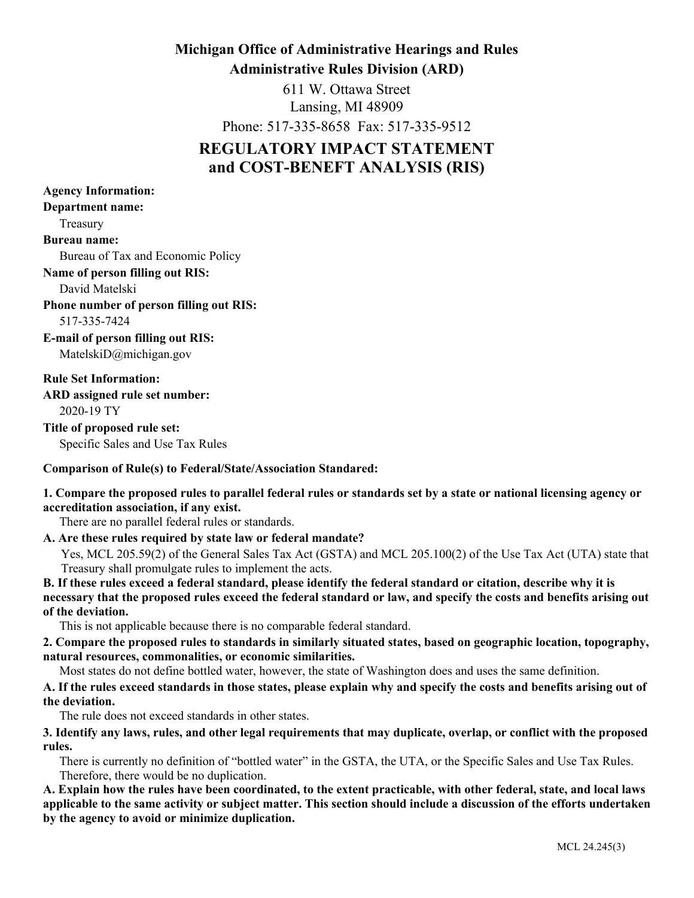**Michigan Office of Administrative Hearings and Rules**

**Administrative Rules Division (ARD)**

611 W. Ottawa Street
Lansing, MI 48909
Phone: 517-335-8658 Fax: 517-335-9512

# REGULATORY IMPACT STATEMENT and COST-BENEFT ANALYSIS (RIS)

**Agency Information:**

**Department name:**

Treasury

**Bureau name:**

Bureau of Tax and Economic Policy

**Name of person filling out RIS:**

David Matelski

**Phone number of person filling out RIS:**

517-335-7424

**E-mail of person filling out RIS:**

MatelskiD@michigan.gov

**Rule Set Information:**

**ARD assigned rule set number:**

2020-19 TY

**Title of proposed rule set:**

Specific Sales and Use Tax Rules

**Comparison of Rule(s) to Federal/State/Association Standared:**

**1. Compare the proposed rules to parallel federal rules or standards set by a state or national licensing agency or accreditation association, if any exist.**

There are no parallel federal rules or standards.

**A. Are these rules required by state law or federal mandate?**

Yes, MCL 205.59(2) of the General Sales Tax Act (GSTA) and MCL 205.100(2) of the Use Tax Act (UTA) state that Treasury shall promulgate rules to implement the acts.

**B. If these rules exceed a federal standard, please identify the federal standard or citation, describe why it is necessary that the proposed rules exceed the federal standard or law, and specify the costs and benefits arising out of the deviation.**

This is not applicable because there is no comparable federal standard.

**2. Compare the proposed rules to standards in similarly situated states, based on geographic location, topography, natural resources, commonalities, or economic similarities.**

Most states do not define bottled water, however, the state of Washington does and uses the same definition.

**A. If the rules exceed standards in those states, please explain why and specify the costs and benefits arising out of the deviation.**

The rule does not exceed standards in other states.

**3. Identify any laws, rules, and other legal requirements that may duplicate, overlap, or conflict with the proposed rules.**

There is currently no definition of "bottled water" in the GSTA, the UTA, or the Specific Sales and Use Tax Rules. Therefore, there would be no duplication.

**A. Explain how the rules have been coordinated, to the extent practicable, with other federal, state, and local laws applicable to the same activity or subject matter. This section should include a discussion of the efforts undertaken by the agency to avoid or minimize duplication.**

MCL 24.245(3)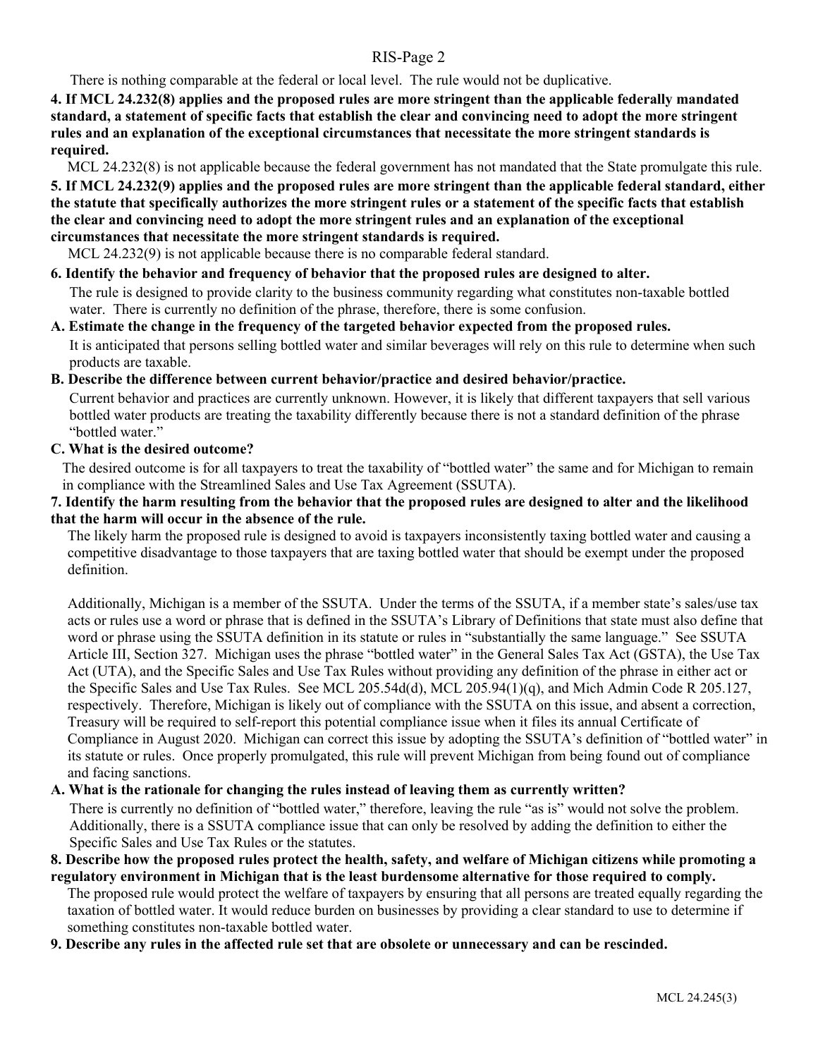There is nothing comparable at the federal or local level. The rule would not be duplicative.

**4. If MCL 24.232(8) applies and the proposed rules are more stringent than the applicable federally mandated standard, a statement of specific facts that establish the clear and convincing need to adopt the more stringent rules and an explanation of the exceptional circumstances that necessitate the more stringent standards is required.**

MCL 24.232(8) is not applicable because the federal government has not mandated that the State promulgate this rule.

**5. If MCL 24.232(9) applies and the proposed rules are more stringent than the applicable federal standard, either the statute that specifically authorizes the more stringent rules or a statement of the specific facts that establish the clear and convincing need to adopt the more stringent rules and an explanation of the exceptional circumstances that necessitate the more stringent standards is required.**

MCL 24.232(9) is not applicable because there is no comparable federal standard.

**6. Identify the behavior and frequency of behavior that the proposed rules are designed to alter.**

The rule is designed to provide clarity to the business community regarding what constitutes non-taxable bottled water. There is currently no definition of the phrase, therefore, there is some confusion.

**A. Estimate the change in the frequency of the targeted behavior expected from the proposed rules.**

It is anticipated that persons selling bottled water and similar beverages will rely on this rule to determine when such products are taxable.

**B. Describe the difference between current behavior/practice and desired behavior/practice.**

Current behavior and practices are currently unknown. However, it is likely that different taxpayers that sell various bottled water products are treating the taxability differently because there is not a standard definition of the phrase "bottled water."

**C. What is the desired outcome?**

The desired outcome is for all taxpayers to treat the taxability of "bottled water" the same and for Michigan to remain in compliance with the Streamlined Sales and Use Tax Agreement (SSUTA).

**7. Identify the harm resulting from the behavior that the proposed rules are designed to alter and the likelihood that the harm will occur in the absence of the rule.**

The likely harm the proposed rule is designed to avoid is taxpayers inconsistently taxing bottled water and causing a competitive disadvantage to those taxpayers that are taxing bottled water that should be exempt under the proposed definition.

Additionally, Michigan is a member of the SSUTA. Under the terms of the SSUTA, if a member state's sales/use tax acts or rules use a word or phrase that is defined in the SSUTA's Library of Definitions that state must also define that word or phrase using the SSUTA definition in its statute or rules in "substantially the same language." See SSUTA Article III, Section 327. Michigan uses the phrase "bottled water" in the General Sales Tax Act (GSTA), the Use Tax Act (UTA), and the Specific Sales and Use Tax Rules without providing any definition of the phrase in either act or the Specific Sales and Use Tax Rules. See MCL 205.54d(d), MCL 205.94(1)(q), and Mich Admin Code R 205.127, respectively. Therefore, Michigan is likely out of compliance with the SSUTA on this issue, and absent a correction, Treasury will be required to self-report this potential compliance issue when it files its annual Certificate of Compliance in August 2020. Michigan can correct this issue by adopting the SSUTA's definition of "bottled water" in its statute or rules. Once properly promulgated, this rule will prevent Michigan from being found out of compliance and facing sanctions.

**A. What is the rationale for changing the rules instead of leaving them as currently written?**

There is currently no definition of "bottled water," therefore, leaving the rule "as is" would not solve the problem. Additionally, there is a SSUTA compliance issue that can only be resolved by adding the definition to either the Specific Sales and Use Tax Rules or the statutes.

**8. Describe how the proposed rules protect the health, safety, and welfare of Michigan citizens while promoting a regulatory environment in Michigan that is the least burdensome alternative for those required to comply.**

The proposed rule would protect the welfare of taxpayers by ensuring that all persons are treated equally regarding the taxation of bottled water. It would reduce burden on businesses by providing a clear standard to use to determine if something constitutes non-taxable bottled water.

**9. Describe any rules in the affected rule set that are obsolete or unnecessary and can be rescinded.**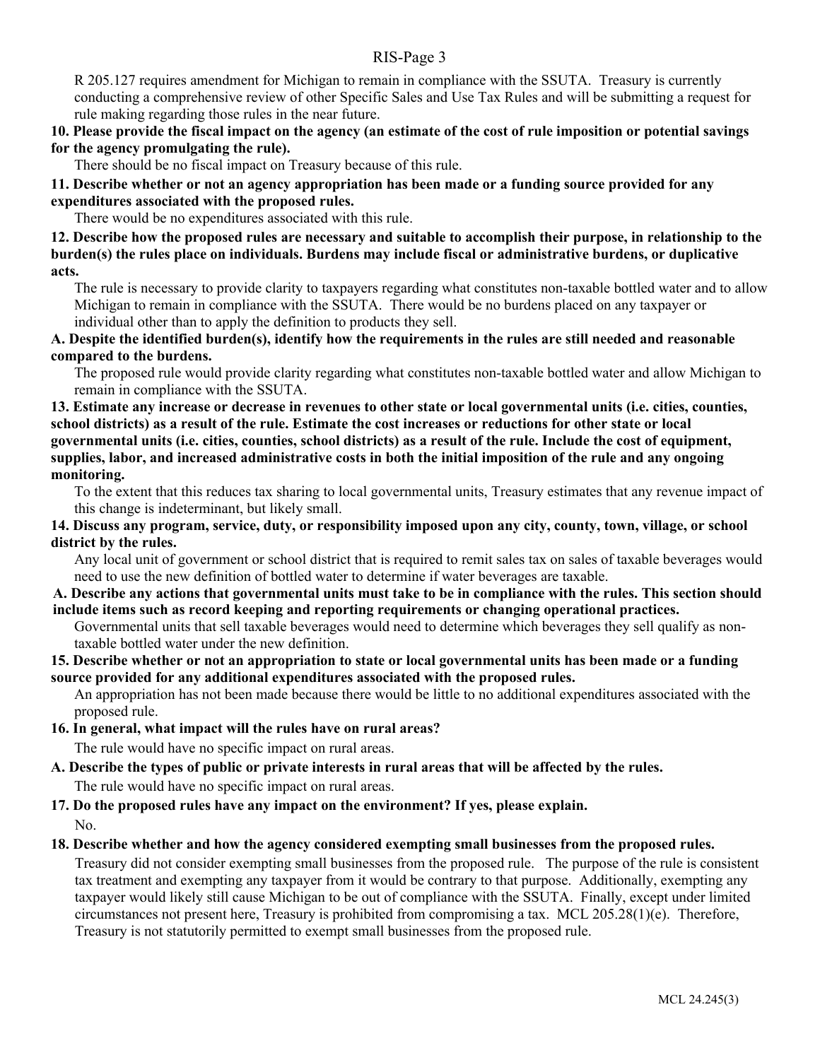R 205.127 requires amendment for Michigan to remain in compliance with the SSUTA. Treasury is currently conducting a comprehensive review of other Specific Sales and Use Tax Rules and will be submitting a request for rule making regarding those rules in the near future.

**10. Please provide the fiscal impact on the agency (an estimate of the cost of rule imposition or potential savings for the agency promulgating the rule).**

There should be no fiscal impact on Treasury because of this rule.

**11. Describe whether or not an agency appropriation has been made or a funding source provided for any expenditures associated with the proposed rules.**

There would be no expenditures associated with this rule.

**12. Describe how the proposed rules are necessary and suitable to accomplish their purpose, in relationship to the burden(s) the rules place on individuals. Burdens may include fiscal or administrative burdens, or duplicative acts.**

The rule is necessary to provide clarity to taxpayers regarding what constitutes non-taxable bottled water and to allow Michigan to remain in compliance with the SSUTA. There would be no burdens placed on any taxpayer or individual other than to apply the definition to products they sell.

**A. Despite the identified burden(s), identify how the requirements in the rules are still needed and reasonable compared to the burdens.**

The proposed rule would provide clarity regarding what constitutes non-taxable bottled water and allow Michigan to remain in compliance with the SSUTA.

**13. Estimate any increase or decrease in revenues to other state or local governmental units (i.e. cities, counties, school districts) as a result of the rule. Estimate the cost increases or reductions for other state or local governmental units (i.e. cities, counties, school districts) as a result of the rule. Include the cost of equipment, supplies, labor, and increased administrative costs in both the initial imposition of the rule and any ongoing monitoring.**

To the extent that this reduces tax sharing to local governmental units, Treasury estimates that any revenue impact of this change is indeterminant, but likely small.

**14. Discuss any program, service, duty, or responsibility imposed upon any city, county, town, village, or school district by the rules.**

Any local unit of government or school district that is required to remit sales tax on sales of taxable beverages would need to use the new definition of bottled water to determine if water beverages are taxable.

**A. Describe any actions that governmental units must take to be in compliance with the rules. This section should include items such as record keeping and reporting requirements or changing operational practices.**

Governmental units that sell taxable beverages would need to determine which beverages they sell qualify as non-taxable bottled water under the new definition.

**15. Describe whether or not an appropriation to state or local governmental units has been made or a funding source provided for any additional expenditures associated with the proposed rules.**

An appropriation has not been made because there would be little to no additional expenditures associated with the proposed rule.

**16. In general, what impact will the rules have on rural areas?**

The rule would have no specific impact on rural areas.

**A. Describe the types of public or private interests in rural areas that will be affected by the rules.**

The rule would have no specific impact on rural areas.

**17. Do the proposed rules have any impact on the environment? If yes, please explain.**

No.

**18. Describe whether and how the agency considered exempting small businesses from the proposed rules.**

Treasury did not consider exempting small businesses from the proposed rule. The purpose of the rule is consistent tax treatment and exempting any taxpayer from it would be contrary to that purpose. Additionally, exempting any taxpayer would likely still cause Michigan to be out of compliance with the SSUTA. Finally, except under limited circumstances not present here, Treasury is prohibited from compromising a tax. MCL 205.28(1)(e). Therefore, Treasury is not statutorily permitted to exempt small businesses from the proposed rule.

MCL 24.245(3)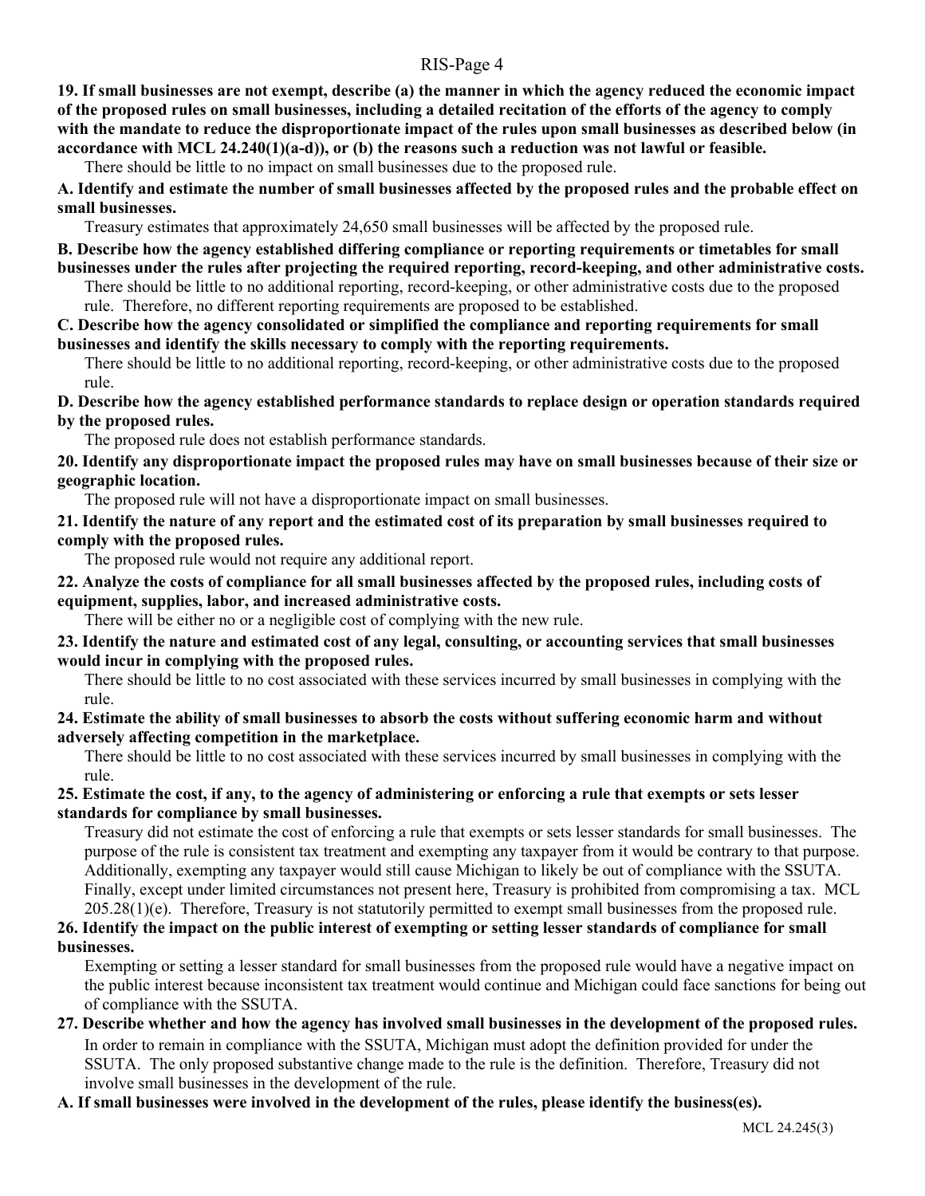**19. If small businesses are not exempt, describe (a) the manner in which the agency reduced the economic impact of the proposed rules on small businesses, including a detailed recitation of the efforts of the agency to comply with the mandate to reduce the disproportionate impact of the rules upon small businesses as described below (in accordance with MCL 24.240(1)(a-d)), or (b) the reasons such a reduction was not lawful or feasible.**

There should be little to no impact on small businesses due to the proposed rule.

**A. Identify and estimate the number of small businesses affected by the proposed rules and the probable effect on small businesses.**

Treasury estimates that approximately 24,650 small businesses will be affected by the proposed rule.

**B. Describe how the agency established differing compliance or reporting requirements or timetables for small businesses under the rules after projecting the required reporting, record-keeping, and other administrative costs.**

There should be little to no additional reporting, record-keeping, or other administrative costs due to the proposed rule. Therefore, no different reporting requirements are proposed to be established.

**C. Describe how the agency consolidated or simplified the compliance and reporting requirements for small businesses and identify the skills necessary to comply with the reporting requirements.**

There should be little to no additional reporting, record-keeping, or other administrative costs due to the proposed rule.

**D. Describe how the agency established performance standards to replace design or operation standards required by the proposed rules.**

The proposed rule does not establish performance standards.

**20. Identify any disproportionate impact the proposed rules may have on small businesses because of their size or geographic location.**

The proposed rule will not have a disproportionate impact on small businesses.

**21. Identify the nature of any report and the estimated cost of its preparation by small businesses required to comply with the proposed rules.**

The proposed rule would not require any additional report.

**22. Analyze the costs of compliance for all small businesses affected by the proposed rules, including costs of equipment, supplies, labor, and increased administrative costs.**

There will be either no or a negligible cost of complying with the new rule.

**23. Identify the nature and estimated cost of any legal, consulting, or accounting services that small businesses would incur in complying with the proposed rules.**

There should be little to no cost associated with these services incurred by small businesses in complying with the rule.

**24. Estimate the ability of small businesses to absorb the costs without suffering economic harm and without adversely affecting competition in the marketplace.**

There should be little to no cost associated with these services incurred by small businesses in complying with the rule.

**25. Estimate the cost, if any, to the agency of administering or enforcing a rule that exempts or sets lesser standards for compliance by small businesses.**

Treasury did not estimate the cost of enforcing a rule that exempts or sets lesser standards for small businesses. The purpose of the rule is consistent tax treatment and exempting any taxpayer from it would be contrary to that purpose. Additionally, exempting any taxpayer would still cause Michigan to likely be out of compliance with the SSUTA. Finally, except under limited circumstances not present here, Treasury is prohibited from compromising a tax. MCL 205.28(1)(e). Therefore, Treasury is not statutorily permitted to exempt small businesses from the proposed rule.

**26. Identify the impact on the public interest of exempting or setting lesser standards of compliance for small businesses.**

Exempting or setting a lesser standard for small businesses from the proposed rule would have a negative impact on the public interest because inconsistent tax treatment would continue and Michigan could face sanctions for being out of compliance with the SSUTA.

**27. Describe whether and how the agency has involved small businesses in the development of the proposed rules.**

In order to remain in compliance with the SSUTA, Michigan must adopt the definition provided for under the SSUTA. The only proposed substantive change made to the rule is the definition. Therefore, Treasury did not involve small businesses in the development of the rule.

**A. If small businesses were involved in the development of the rules, please identify the business(es).**

MCL 24.245(3)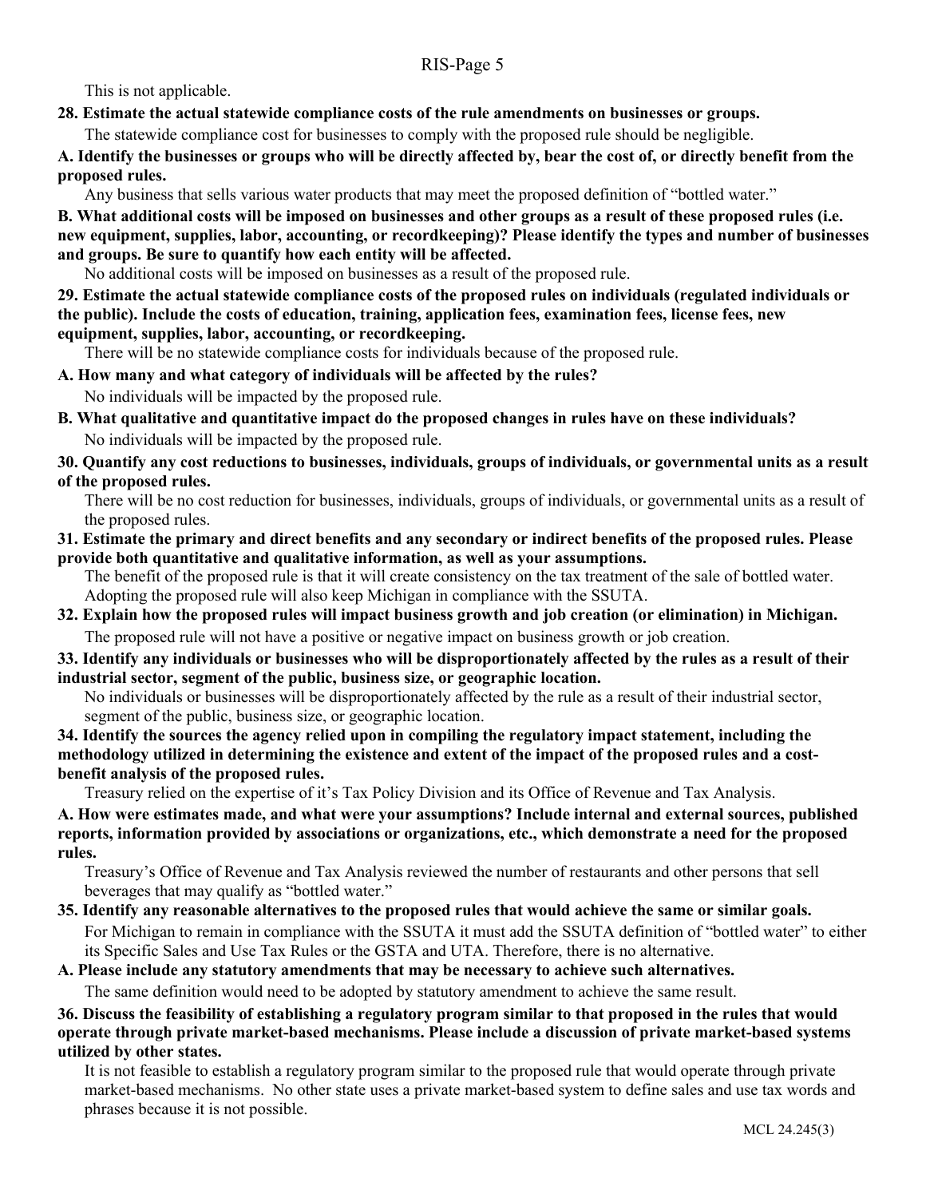This is not applicable.

**28. Estimate the actual statewide compliance costs of the rule amendments on businesses or groups.**

The statewide compliance cost for businesses to comply with the proposed rule should be negligible.

**A. Identify the businesses or groups who will be directly affected by, bear the cost of, or directly benefit from the proposed rules.**

Any business that sells various water products that may meet the proposed definition of "bottled water."

**B. What additional costs will be imposed on businesses and other groups as a result of these proposed rules (i.e. new equipment, supplies, labor, accounting, or recordkeeping)? Please identify the types and number of businesses and groups. Be sure to quantify how each entity will be affected.**

No additional costs will be imposed on businesses as a result of the proposed rule.

**29. Estimate the actual statewide compliance costs of the proposed rules on individuals (regulated individuals or the public). Include the costs of education, training, application fees, examination fees, license fees, new equipment, supplies, labor, accounting, or recordkeeping.**

There will be no statewide compliance costs for individuals because of the proposed rule.

**A. How many and what category of individuals will be affected by the rules?**

No individuals will be impacted by the proposed rule.

**B. What qualitative and quantitative impact do the proposed changes in rules have on these individuals?**

No individuals will be impacted by the proposed rule.

**30. Quantify any cost reductions to businesses, individuals, groups of individuals, or governmental units as a result of the proposed rules.**

There will be no cost reduction for businesses, individuals, groups of individuals, or governmental units as a result of the proposed rules.

**31. Estimate the primary and direct benefits and any secondary or indirect benefits of the proposed rules. Please provide both quantitative and qualitative information, as well as your assumptions.**

The benefit of the proposed rule is that it will create consistency on the tax treatment of the sale of bottled water. Adopting the proposed rule will also keep Michigan in compliance with the SSUTA.

**32. Explain how the proposed rules will impact business growth and job creation (or elimination) in Michigan.**

The proposed rule will not have a positive or negative impact on business growth or job creation.

**33. Identify any individuals or businesses who will be disproportionately affected by the rules as a result of their industrial sector, segment of the public, business size, or geographic location.**

No individuals or businesses will be disproportionately affected by the rule as a result of their industrial sector, segment of the public, business size, or geographic location.

**34. Identify the sources the agency relied upon in compiling the regulatory impact statement, including the methodology utilized in determining the existence and extent of the impact of the proposed rules and a cost-benefit analysis of the proposed rules.**

Treasury relied on the expertise of it's Tax Policy Division and its Office of Revenue and Tax Analysis.

**A. How were estimates made, and what were your assumptions? Include internal and external sources, published reports, information provided by associations or organizations, etc., which demonstrate a need for the proposed rules.**

Treasury's Office of Revenue and Tax Analysis reviewed the number of restaurants and other persons that sell beverages that may qualify as "bottled water."

**35. Identify any reasonable alternatives to the proposed rules that would achieve the same or similar goals.**

For Michigan to remain in compliance with the SSUTA it must add the SSUTA definition of "bottled water" to either its Specific Sales and Use Tax Rules or the GSTA and UTA. Therefore, there is no alternative.

**A. Please include any statutory amendments that may be necessary to achieve such alternatives.**

The same definition would need to be adopted by statutory amendment to achieve the same result.

**36. Discuss the feasibility of establishing a regulatory program similar to that proposed in the rules that would operate through private market-based mechanisms. Please include a discussion of private market-based systems utilized by other states.**

It is not feasible to establish a regulatory program similar to the proposed rule that would operate through private market-based mechanisms. No other state uses a private market-based system to define sales and use tax words and phrases because it is not possible.

MCL 24.245(3)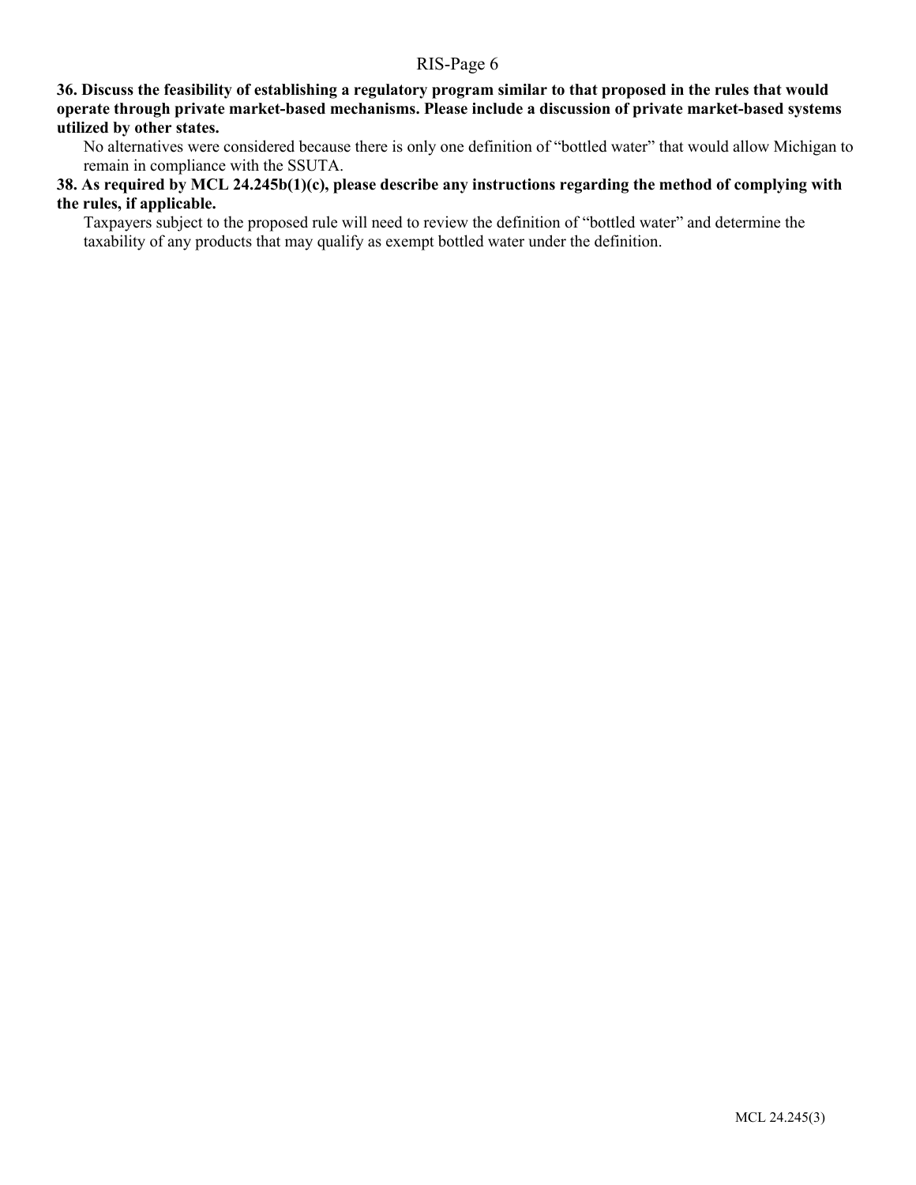**36. Discuss the feasibility of establishing a regulatory program similar to that proposed in the rules that would operate through private market-based mechanisms. Please include a discussion of private market-based systems utilized by other states.**

No alternatives were considered because there is only one definition of "bottled water" that would allow Michigan to remain in compliance with the SSUTA.

**38. As required by MCL 24.245b(1)(c), please describe any instructions regarding the method of complying with the rules, if applicable.**

Taxpayers subject to the proposed rule will need to review the definition of "bottled water" and determine the taxability of any products that may qualify as exempt bottled water under the definition.